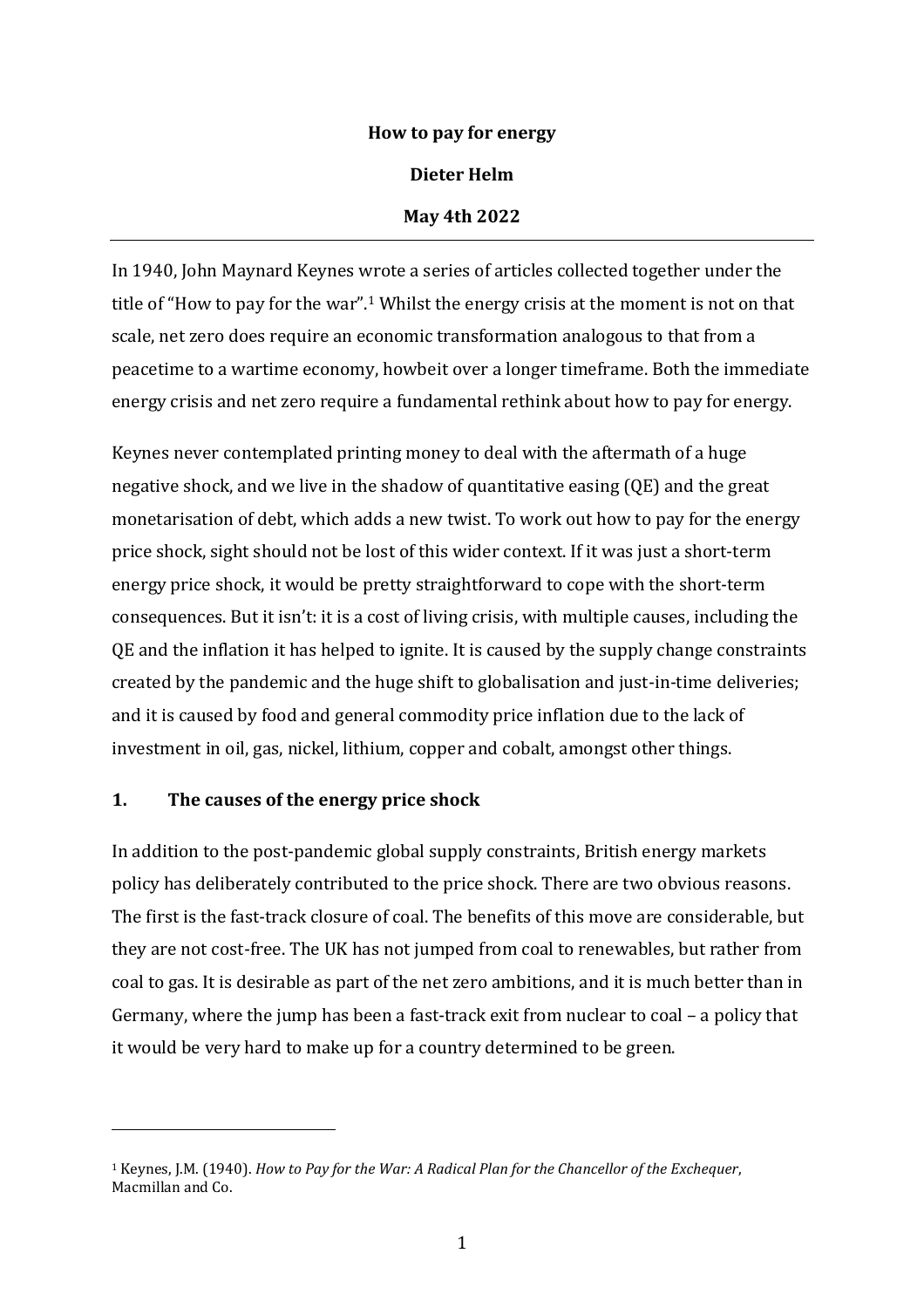**How to pay for energy**

**Dieter Helm**

**May 4th 2022**

---

In 1940, John Maynard Keynes wrote a series of articles collected together under the title of "How to pay for the war".[1] Whilst the energy crisis at the moment is not on that scale, net zero does require an economic transformation analogous to that from a peacetime to a wartime economy, howbeit over a longer timeframe. Both the immediate energy crisis and net zero require a fundamental rethink about how to pay for energy.

Keynes never contemplated printing money to deal with the aftermath of a huge negative shock, and we live in the shadow of quantitative easing (QE) and the great monetarisation of debt, which adds a new twist. To work out how to pay for the energy price shock, sight should not be lost of this wider context. If it was just a short-term energy price shock, it would be pretty straightforward to cope with the short-term consequences. But it isn't: it is a cost of living crisis, with multiple causes, including the QE and the inflation it has helped to ignite. It is caused by the supply change constraints created by the pandemic and the huge shift to globalisation and just-in-time deliveries; and it is caused by food and general commodity price inflation due to the lack of investment in oil, gas, nickel, lithium, copper and cobalt, amongst other things.

## 1. The causes of the energy price shock

In addition to the post-pandemic global supply constraints, British energy markets policy has deliberately contributed to the price shock. There are two obvious reasons. The first is the fast-track closure of coal. The benefits of this move are considerable, but they are not cost-free. The UK has not jumped from coal to renewables, but rather from coal to gas. It is desirable as part of the net zero ambitions, and it is much better than in Germany, where the jump has been a fast-track exit from nuclear to coal – a policy that it would be very hard to make up for a country determined to be green.

---

[1] Keynes, J.M. (1940). *How to Pay for the War: A Radical Plan for the Chancellor of the Exchequer*, Macmillan and Co.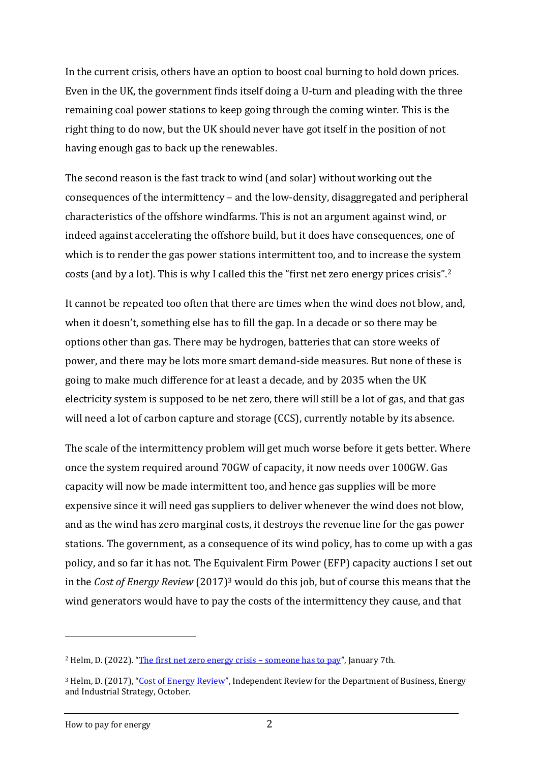In the current crisis, others have an option to boost coal burning to hold down prices. Even in the UK, the government finds itself doing a U-turn and pleading with the three remaining coal power stations to keep going through the coming winter. This is the right thing to do now, but the UK should never have got itself in the position of not having enough gas to back up the renewables.

The second reason is the fast track to wind (and solar) without working out the consequences of the intermittency – and the low-density, disaggregated and peripheral characteristics of the offshore windfarms. This is not an argument against wind, or indeed against accelerating the offshore build, but it does have consequences, one of which is to render the gas power stations intermittent too, and to increase the system costs (and by a lot). This is why I called this the "first net zero energy prices crisis".[2]

It cannot be repeated too often that there are times when the wind does not blow, and, when it doesn't, something else has to fill the gap. In a decade or so there may be options other than gas. There may be hydrogen, batteries that can store weeks of power, and there may be lots more smart demand-side measures. But none of these is going to make much difference for at least a decade, and by 2035 when the UK electricity system is supposed to be net zero, there will still be a lot of gas, and that gas will need a lot of carbon capture and storage (CCS), currently notable by its absence.

The scale of the intermittency problem will get much worse before it gets better. Where once the system required around 70GW of capacity, it now needs over 100GW. Gas capacity will now be made intermittent too, and hence gas supplies will be more expensive since it will need gas suppliers to deliver whenever the wind does not blow, and as the wind has zero marginal costs, it destroys the revenue line for the gas power stations. The government, as a consequence of its wind policy, has to come up with a gas policy, and so far it has not. The Equivalent Firm Power (EFP) capacity auctions I set out in the *Cost of Energy Review* (2017)[3] would do this job, but of course this means that the wind generators would have to pay the costs of the intermittency they cause, and that

---

[2] Helm, D. (2022). "[The first net zero energy crisis – someone has to pay]()", January 7th.

[3] Helm, D. (2017), "[Cost of Energy Review]()", Independent Review for the Department of Business, Energy and Industrial Strategy, October.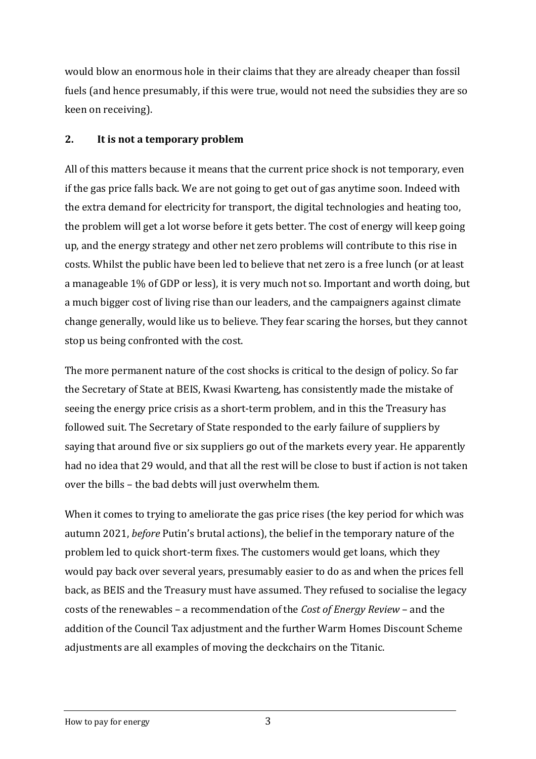would blow an enormous hole in their claims that they are already cheaper than fossil fuels (and hence presumably, if this were true, would not need the subsidies they are so keen on receiving).

## 2. It is not a temporary problem

All of this matters because it means that the current price shock is not temporary, even if the gas price falls back. We are not going to get out of gas anytime soon. Indeed with the extra demand for electricity for transport, the digital technologies and heating too, the problem will get a lot worse before it gets better. The cost of energy will keep going up, and the energy strategy and other net zero problems will contribute to this rise in costs. Whilst the public have been led to believe that net zero is a free lunch (or at least a manageable 1% of GDP or less), it is very much not so. Important and worth doing, but a much bigger cost of living rise than our leaders, and the campaigners against climate change generally, would like us to believe. They fear scaring the horses, but they cannot stop us being confronted with the cost.

The more permanent nature of the cost shocks is critical to the design of policy. So far the Secretary of State at BEIS, Kwasi Kwarteng, has consistently made the mistake of seeing the energy price crisis as a short-term problem, and in this the Treasury has followed suit. The Secretary of State responded to the early failure of suppliers by saying that around five or six suppliers go out of the markets every year. He apparently had no idea that 29 would, and that all the rest will be close to bust if action is not taken over the bills – the bad debts will just overwhelm them.

When it comes to trying to ameliorate the gas price rises (the key period for which was autumn 2021, *before* Putin's brutal actions), the belief in the temporary nature of the problem led to quick short-term fixes. The customers would get loans, which they would pay back over several years, presumably easier to do as and when the prices fell back, as BEIS and the Treasury must have assumed. They refused to socialise the legacy costs of the renewables – a recommendation of the *Cost of Energy Review* – and the addition of the Council Tax adjustment and the further Warm Homes Discount Scheme adjustments are all examples of moving the deckchairs on the Titanic.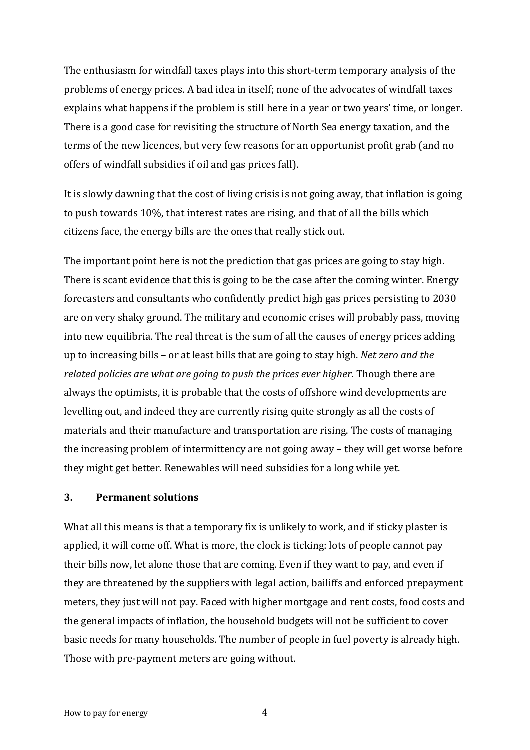The enthusiasm for windfall taxes plays into this short-term temporary analysis of the problems of energy prices. A bad idea in itself; none of the advocates of windfall taxes explains what happens if the problem is still here in a year or two years' time, or longer. There is a good case for revisiting the structure of North Sea energy taxation, and the terms of the new licences, but very few reasons for an opportunist profit grab (and no offers of windfall subsidies if oil and gas prices fall).

It is slowly dawning that the cost of living crisis is not going away, that inflation is going to push towards 10%, that interest rates are rising, and that of all the bills which citizens face, the energy bills are the ones that really stick out.

The important point here is not the prediction that gas prices are going to stay high. There is scant evidence that this is going to be the case after the coming winter. Energy forecasters and consultants who confidently predict high gas prices persisting to 2030 are on very shaky ground. The military and economic crises will probably pass, moving into new equilibria. The real threat is the sum of all the causes of energy prices adding up to increasing bills – or at least bills that are going to stay high. *Net zero and the related policies are what are going to push the prices ever higher.* Though there are always the optimists, it is probable that the costs of offshore wind developments are levelling out, and indeed they are currently rising quite strongly as all the costs of materials and their manufacture and transportation are rising. The costs of managing the increasing problem of intermittency are not going away – they will get worse before they might get better. Renewables will need subsidies for a long while yet.

## 3. Permanent solutions

What all this means is that a temporary fix is unlikely to work, and if sticky plaster is applied, it will come off. What is more, the clock is ticking: lots of people cannot pay their bills now, let alone those that are coming. Even if they want to pay, and even if they are threatened by the suppliers with legal action, bailiffs and enforced prepayment meters, they just will not pay. Faced with higher mortgage and rent costs, food costs and the general impacts of inflation, the household budgets will not be sufficient to cover basic needs for many households. The number of people in fuel poverty is already high. Those with pre-payment meters are going without.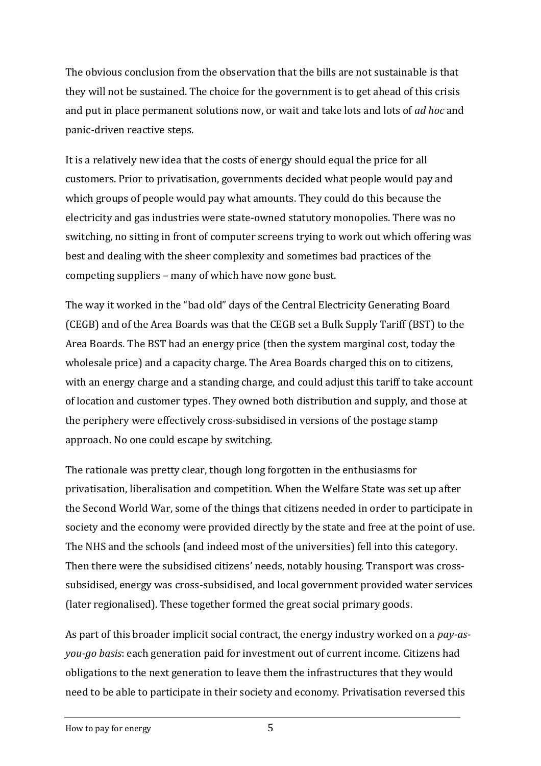The obvious conclusion from the observation that the bills are not sustainable is that they will not be sustained. The choice for the government is to get ahead of this crisis and put in place permanent solutions now, or wait and take lots and lots of *ad hoc* and panic-driven reactive steps.

It is a relatively new idea that the costs of energy should equal the price for all customers. Prior to privatisation, governments decided what people would pay and which groups of people would pay what amounts. They could do this because the electricity and gas industries were state-owned statutory monopolies. There was no switching, no sitting in front of computer screens trying to work out which offering was best and dealing with the sheer complexity and sometimes bad practices of the competing suppliers – many of which have now gone bust.

The way it worked in the "bad old" days of the Central Electricity Generating Board (CEGB) and of the Area Boards was that the CEGB set a Bulk Supply Tariff (BST) to the Area Boards. The BST had an energy price (then the system marginal cost, today the wholesale price) and a capacity charge. The Area Boards charged this on to citizens, with an energy charge and a standing charge, and could adjust this tariff to take account of location and customer types. They owned both distribution and supply, and those at the periphery were effectively cross-subsidised in versions of the postage stamp approach. No one could escape by switching.

The rationale was pretty clear, though long forgotten in the enthusiasms for privatisation, liberalisation and competition. When the Welfare State was set up after the Second World War, some of the things that citizens needed in order to participate in society and the economy were provided directly by the state and free at the point of use. The NHS and the schools (and indeed most of the universities) fell into this category. Then there were the subsidised citizens' needs, notably housing. Transport was cross-subsidised, energy was cross-subsidised, and local government provided water services (later regionalised). These together formed the great social primary goods.

As part of this broader implicit social contract, the energy industry worked on a *pay-as-you-go basis*: each generation paid for investment out of current income. Citizens had obligations to the next generation to leave them the infrastructures that they would need to be able to participate in their society and economy. Privatisation reversed this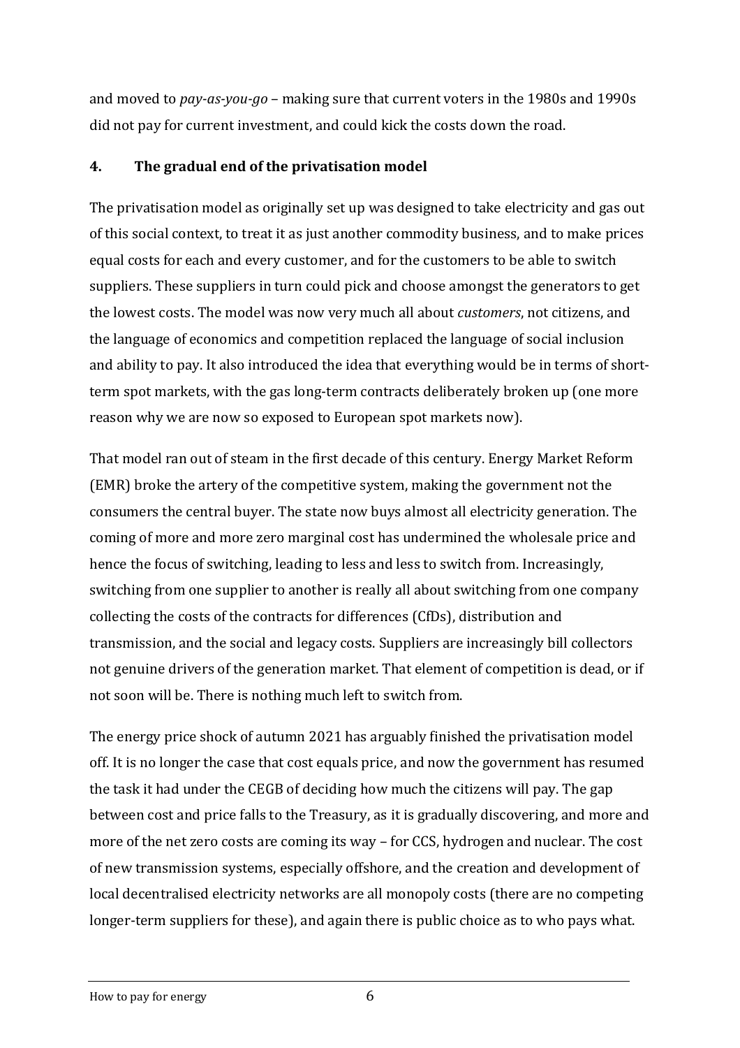and moved to *pay-as-you-go* – making sure that current voters in the 1980s and 1990s did not pay for current investment, and could kick the costs down the road.

## 4. The gradual end of the privatisation model

The privatisation model as originally set up was designed to take electricity and gas out of this social context, to treat it as just another commodity business, and to make prices equal costs for each and every customer, and for the customers to be able to switch suppliers. These suppliers in turn could pick and choose amongst the generators to get the lowest costs. The model was now very much all about *customers*, not citizens, and the language of economics and competition replaced the language of social inclusion and ability to pay. It also introduced the idea that everything would be in terms of short-term spot markets, with the gas long-term contracts deliberately broken up (one more reason why we are now so exposed to European spot markets now).

That model ran out of steam in the first decade of this century. Energy Market Reform (EMR) broke the artery of the competitive system, making the government not the consumers the central buyer. The state now buys almost all electricity generation. The coming of more and more zero marginal cost has undermined the wholesale price and hence the focus of switching, leading to less and less to switch from. Increasingly, switching from one supplier to another is really all about switching from one company collecting the costs of the contracts for differences (CfDs), distribution and transmission, and the social and legacy costs. Suppliers are increasingly bill collectors not genuine drivers of the generation market. That element of competition is dead, or if not soon will be. There is nothing much left to switch from.

The energy price shock of autumn 2021 has arguably finished the privatisation model off. It is no longer the case that cost equals price, and now the government has resumed the task it had under the CEGB of deciding how much the citizens will pay. The gap between cost and price falls to the Treasury, as it is gradually discovering, and more and more of the net zero costs are coming its way – for CCS, hydrogen and nuclear. The cost of new transmission systems, especially offshore, and the creation and development of local decentralised electricity networks are all monopoly costs (there are no competing longer-term suppliers for these), and again there is public choice as to who pays what.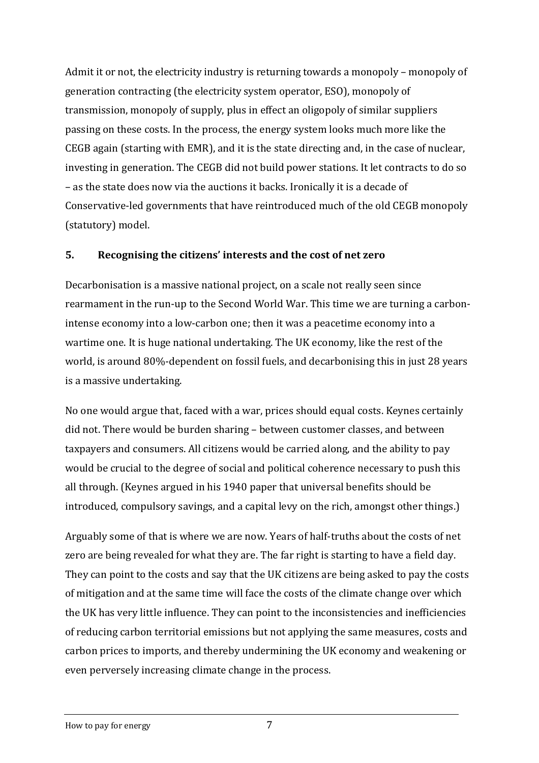Admit it or not, the electricity industry is returning towards a monopoly – monopoly of generation contracting (the electricity system operator, ESO), monopoly of transmission, monopoly of supply, plus in effect an oligopoly of similar suppliers passing on these costs. In the process, the energy system looks much more like the CEGB again (starting with EMR), and it is the state directing and, in the case of nuclear, investing in generation. The CEGB did not build power stations. It let contracts to do so – as the state does now via the auctions it backs. Ironically it is a decade of Conservative-led governments that have reintroduced much of the old CEGB monopoly (statutory) model.

## 5. Recognising the citizens' interests and the cost of net zero

Decarbonisation is a massive national project, on a scale not really seen since rearmament in the run-up to the Second World War. This time we are turning a carbon-intense economy into a low-carbon one; then it was a peacetime economy into a wartime one. It is huge national undertaking. The UK economy, like the rest of the world, is around 80%-dependent on fossil fuels, and decarbonising this in just 28 years is a massive undertaking.

No one would argue that, faced with a war, prices should equal costs. Keynes certainly did not. There would be burden sharing – between customer classes, and between taxpayers and consumers. All citizens would be carried along, and the ability to pay would be crucial to the degree of social and political coherence necessary to push this all through. (Keynes argued in his 1940 paper that universal benefits should be introduced, compulsory savings, and a capital levy on the rich, amongst other things.)

Arguably some of that is where we are now. Years of half-truths about the costs of net zero are being revealed for what they are. The far right is starting to have a field day. They can point to the costs and say that the UK citizens are being asked to pay the costs of mitigation and at the same time will face the costs of the climate change over which the UK has very little influence. They can point to the inconsistencies and inefficiencies of reducing carbon territorial emissions but not applying the same measures, costs and carbon prices to imports, and thereby undermining the UK economy and weakening or even perversely increasing climate change in the process.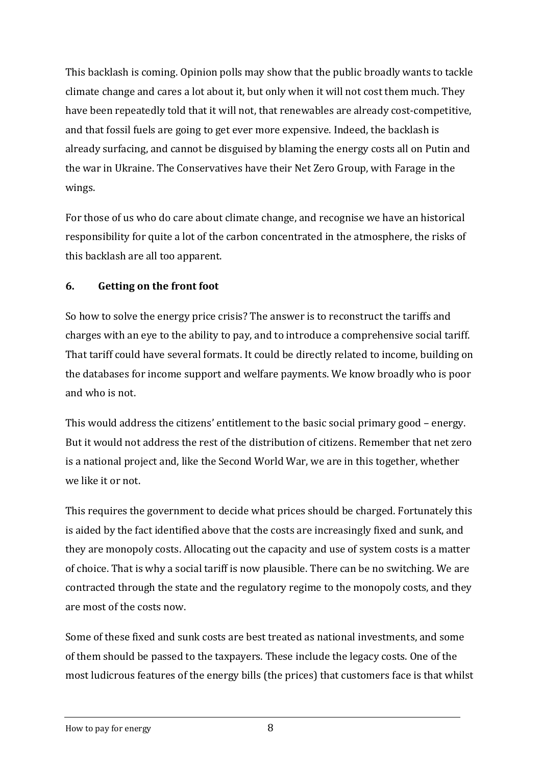This backlash is coming. Opinion polls may show that the public broadly wants to tackle climate change and cares a lot about it, but only when it will not cost them much. They have been repeatedly told that it will not, that renewables are already cost-competitive, and that fossil fuels are going to get ever more expensive. Indeed, the backlash is already surfacing, and cannot be disguised by blaming the energy costs all on Putin and the war in Ukraine. The Conservatives have their Net Zero Group, with Farage in the wings.

For those of us who do care about climate change, and recognise we have an historical responsibility for quite a lot of the carbon concentrated in the atmosphere, the risks of this backlash are all too apparent.

## 6. Getting on the front foot

So how to solve the energy price crisis? The answer is to reconstruct the tariffs and charges with an eye to the ability to pay, and to introduce a comprehensive social tariff. That tariff could have several formats. It could be directly related to income, building on the databases for income support and welfare payments. We know broadly who is poor and who is not.

This would address the citizens' entitlement to the basic social primary good – energy. But it would not address the rest of the distribution of citizens. Remember that net zero is a national project and, like the Second World War, we are in this together, whether we like it or not.

This requires the government to decide what prices should be charged. Fortunately this is aided by the fact identified above that the costs are increasingly fixed and sunk, and they are monopoly costs. Allocating out the capacity and use of system costs is a matter of choice. That is why a social tariff is now plausible. There can be no switching. We are contracted through the state and the regulatory regime to the monopoly costs, and they are most of the costs now.

Some of these fixed and sunk costs are best treated as national investments, and some of them should be passed to the taxpayers. These include the legacy costs. One of the most ludicrous features of the energy bills (the prices) that customers face is that whilst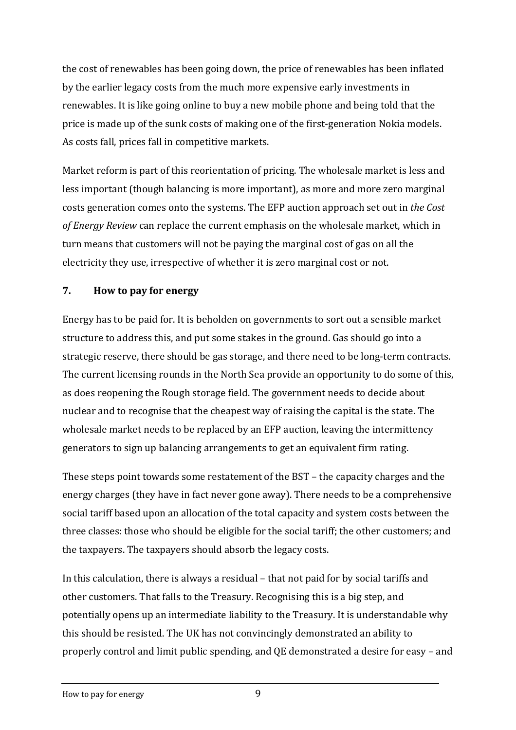the cost of renewables has been going down, the price of renewables has been inflated by the earlier legacy costs from the much more expensive early investments in renewables. It is like going online to buy a new mobile phone and being told that the price is made up of the sunk costs of making one of the first-generation Nokia models. As costs fall, prices fall in competitive markets.

Market reform is part of this reorientation of pricing. The wholesale market is less and less important (though balancing is more important), as more and more zero marginal costs generation comes onto the systems. The EFP auction approach set out in *the Cost of Energy Review* can replace the current emphasis on the wholesale market, which in turn means that customers will not be paying the marginal cost of gas on all the electricity they use, irrespective of whether it is zero marginal cost or not.

## 7. How to pay for energy

Energy has to be paid for. It is beholden on governments to sort out a sensible market structure to address this, and put some stakes in the ground. Gas should go into a strategic reserve, there should be gas storage, and there need to be long-term contracts. The current licensing rounds in the North Sea provide an opportunity to do some of this, as does reopening the Rough storage field. The government needs to decide about nuclear and to recognise that the cheapest way of raising the capital is the state. The wholesale market needs to be replaced by an EFP auction, leaving the intermittency generators to sign up balancing arrangements to get an equivalent firm rating.

These steps point towards some restatement of the BST – the capacity charges and the energy charges (they have in fact never gone away). There needs to be a comprehensive social tariff based upon an allocation of the total capacity and system costs between the three classes: those who should be eligible for the social tariff; the other customers; and the taxpayers. The taxpayers should absorb the legacy costs.

In this calculation, there is always a residual – that not paid for by social tariffs and other customers. That falls to the Treasury. Recognising this is a big step, and potentially opens up an intermediate liability to the Treasury. It is understandable why this should be resisted. The UK has not convincingly demonstrated an ability to properly control and limit public spending, and QE demonstrated a desire for easy – and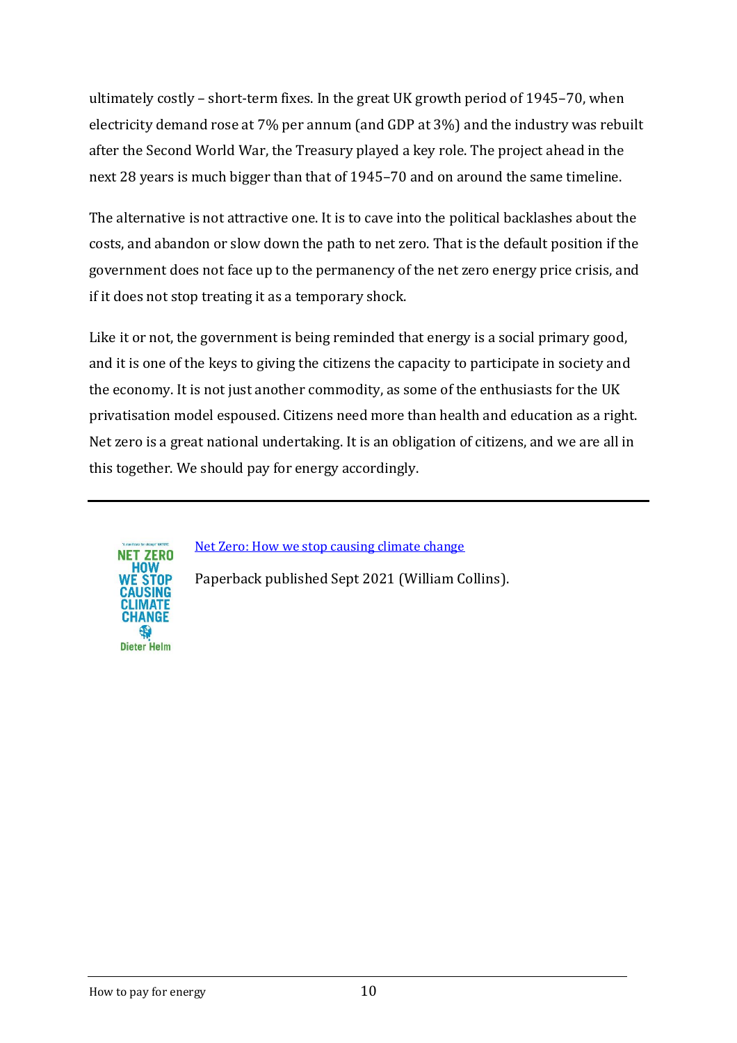ultimately costly – short-term fixes. In the great UK growth period of 1945–70, when electricity demand rose at 7% per annum (and GDP at 3%) and the industry was rebuilt after the Second World War, the Treasury played a key role. The project ahead in the next 28 years is much bigger than that of 1945–70 and on around the same timeline.

The alternative is not attractive one. It is to cave into the political backlashes about the costs, and abandon or slow down the path to net zero. That is the default position if the government does not face up to the permanency of the net zero energy price crisis, and if it does not stop treating it as a temporary shock.

Like it or not, the government is being reminded that energy is a social primary good, and it is one of the keys to giving the citizens the capacity to participate in society and the economy. It is not just another commodity, as some of the enthusiasts for the UK privatisation model espoused. Citizens need more than health and education as a right. Net zero is a great national undertaking. It is an obligation of citizens, and we are all in this together. We should pay for energy accordingly.

---

Net Zero: How we stop causing climate change

Paperback published Sept 2021 (William Collins).